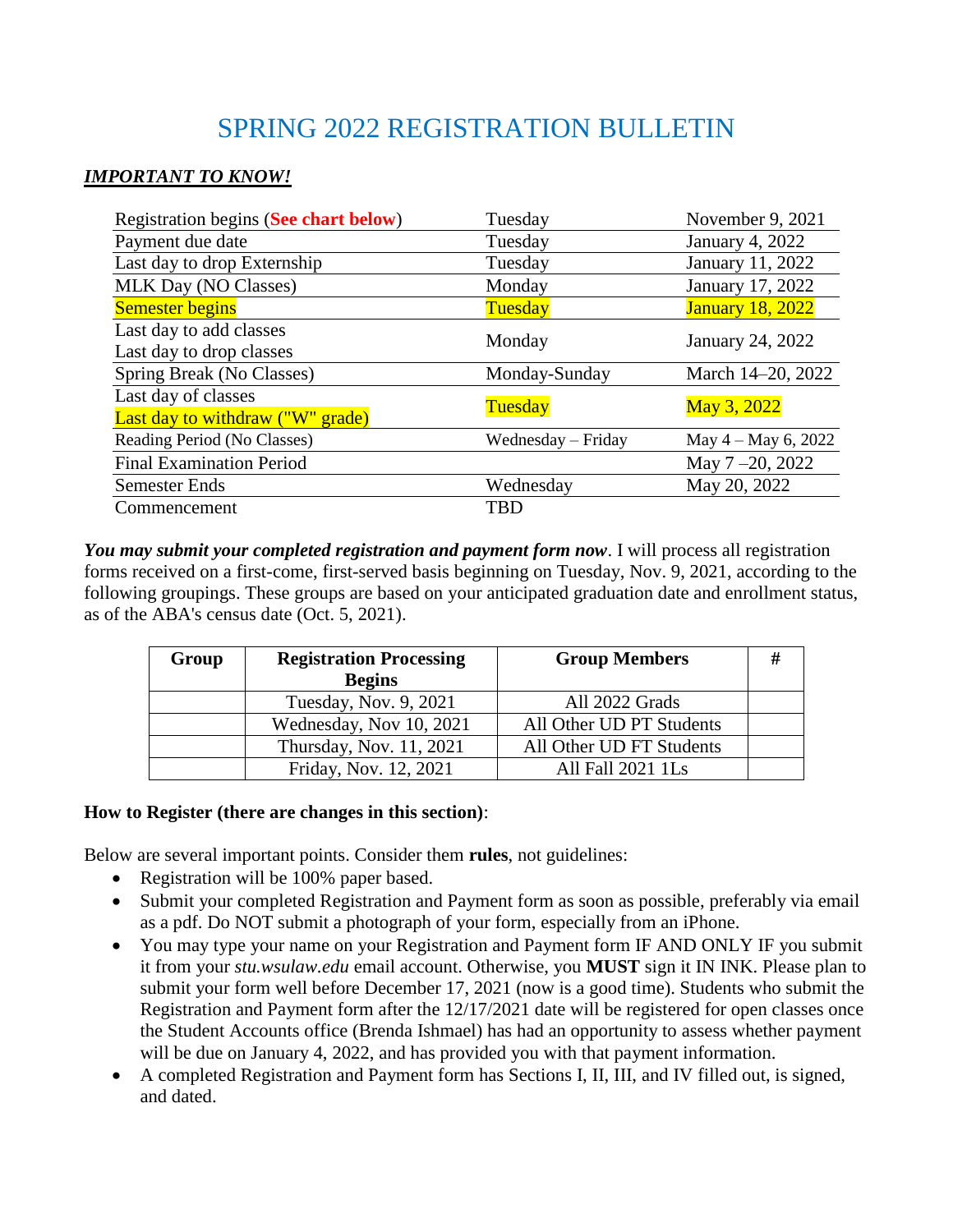# SPRING 2022 REGISTRATION BULLETIN

***IMPORTANT TO KNOW!***

| | | |
|---|---|---|
| Registration begins (**See chart below**) | Tuesday | November 9, 2021 |
| Payment due date | Tuesday | January 4, 2022 |
| Last day to drop Externship | Tuesday | January 11, 2022 |
| MLK Day (NO Classes) | Monday | January 17, 2022 |
| Semester begins | Tuesday | January 18, 2022 |
| Last day to add classes<br>Last day to drop classes | Monday | January 24, 2022 |
| Spring Break (No Classes) | Monday-Sunday | March 14–20, 2022 |
| Last day of classes<br>Last day to withdraw ("W" grade) | Tuesday | May 3, 2022 |
| Reading Period (No Classes) | Wednesday – Friday | May 4 – May 6, 2022 |
| Final Examination Period | | May 7 –20, 2022 |
| Semester Ends | Wednesday | May 20, 2022 |
| Commencement | TBD | |

***You may submit your completed registration and payment form now***. I will process all registration forms received on a first-come, first-served basis beginning on Tuesday, Nov. 9, 2021, according to the following groupings. These groups are based on your anticipated graduation date and enrollment status, as of the ABA's census date (Oct. 5, 2021).

| Group | Registration Processing Begins | Group Members | # |
|---|---|---|---|
| | Tuesday, Nov. 9, 2021 | All 2022 Grads | |
| | Wednesday, Nov 10, 2021 | All Other UD PT Students | |
| | Thursday, Nov. 11, 2021 | All Other UD FT Students | |
| | Friday, Nov. 12, 2021 | All Fall 2021 1Ls | |

**How to Register (there are changes in this section)**:

Below are several important points. Consider them **rules**, not guidelines:

- Registration will be 100% paper based.
- Submit your completed Registration and Payment form as soon as possible, preferably via email as a pdf. Do NOT submit a photograph of your form, especially from an iPhone.
- You may type your name on your Registration and Payment form IF AND ONLY IF you submit it from your *stu.wsulaw.edu* email account. Otherwise, you **MUST** sign it IN INK. Please plan to submit your form well before December 17, 2021 (now is a good time). Students who submit the Registration and Payment form after the 12/17/2021 date will be registered for open classes once the Student Accounts office (Brenda Ishmael) has had an opportunity to assess whether payment will be due on January 4, 2022, and has provided you with that payment information.
- A completed Registration and Payment form has Sections I, II, III, and IV filled out, is signed, and dated.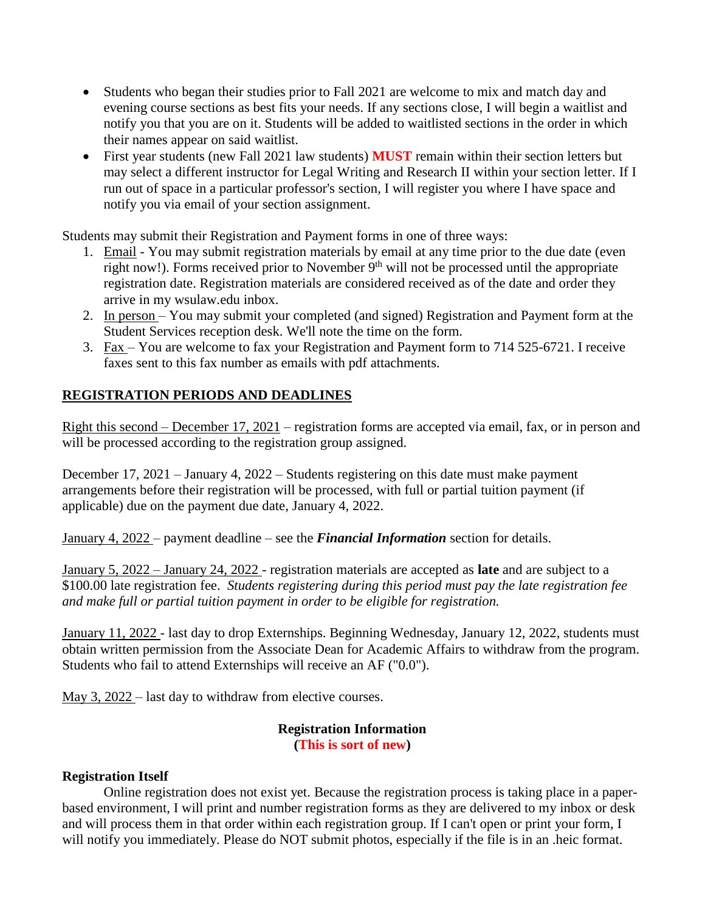- Students who began their studies prior to Fall 2021 are welcome to mix and match day and evening course sections as best fits your needs. If any sections close, I will begin a waitlist and notify you that you are on it. Students will be added to waitlisted sections in the order in which their names appear on said waitlist.
- First year students (new Fall 2021 law students) **MUST** remain within their section letters but may select a different instructor for Legal Writing and Research II within your section letter. If I run out of space in a particular professor's section, I will register you where I have space and notify you via email of your section assignment.

Students may submit their Registration and Payment forms in one of three ways:

1. Email - You may submit registration materials by email at any time prior to the due date (even right now!). Forms received prior to November 9th will not be processed until the appropriate registration date. Registration materials are considered received as of the date and order they arrive in my wsulaw.edu inbox.
2. In person – You may submit your completed (and signed) Registration and Payment form at the Student Services reception desk. We'll note the time on the form.
3. Fax – You are welcome to fax your Registration and Payment form to 714 525-6721. I receive faxes sent to this fax number as emails with pdf attachments.

## REGISTRATION PERIODS AND DEADLINES

Right this second – December 17, 2021 – registration forms are accepted via email, fax, or in person and will be processed according to the registration group assigned.

December 17, 2021 – January 4, 2022 – Students registering on this date must make payment arrangements before their registration will be processed, with full or partial tuition payment (if applicable) due on the payment due date, January 4, 2022.

January 4, 2022 – payment deadline – see the ***Financial Information*** section for details.

January 5, 2022 – January 24, 2022 - registration materials are accepted as **late** and are subject to a $100.00 late registration fee. *Students registering during this period must pay the late registration fee and make full or partial tuition payment in order to be eligible for registration.*

January 11, 2022 - last day to drop Externships. Beginning Wednesday, January 12, 2022, students must obtain written permission from the Associate Dean for Academic Affairs to withdraw from the program. Students who fail to attend Externships will receive an AF ("0.0").

May 3, 2022 – last day to withdraw from elective courses.

### Registration Information
**(This is sort of new)**

**Registration Itself**

Online registration does not exist yet. Because the registration process is taking place in a paper-based environment, I will print and number registration forms as they are delivered to my inbox or desk and will process them in that order within each registration group. If I can't open or print your form, I will notify you immediately. Please do NOT submit photos, especially if the file is in an .heic format.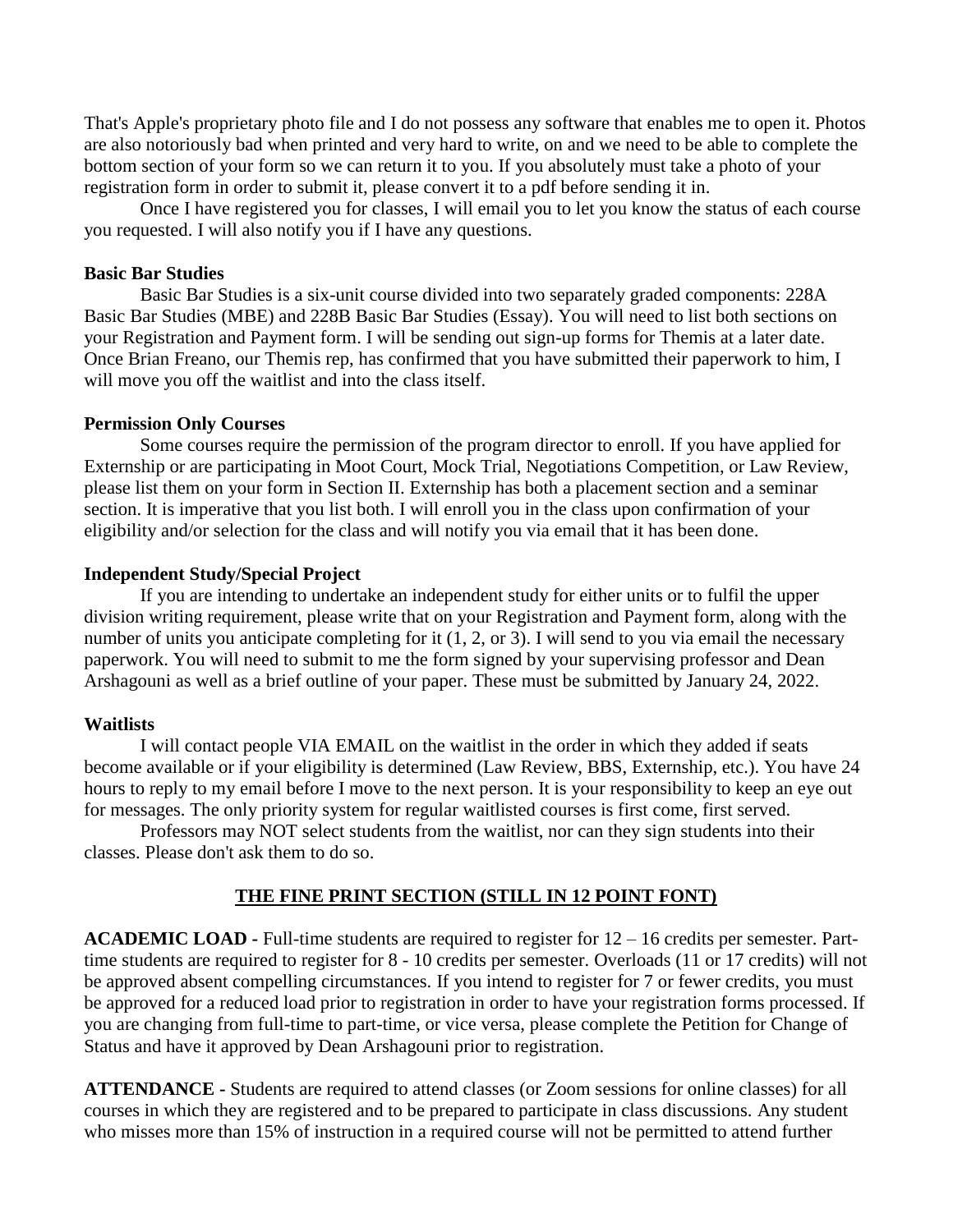That's Apple's proprietary photo file and I do not possess any software that enables me to open it. Photos are also notoriously bad when printed and very hard to write, on and we need to be able to complete the bottom section of your form so we can return it to you. If you absolutely must take a photo of your registration form in order to submit it, please convert it to a pdf before sending it in.

Once I have registered you for classes, I will email you to let you know the status of each course you requested. I will also notify you if I have any questions.

**Basic Bar Studies**

Basic Bar Studies is a six-unit course divided into two separately graded components: 228A Basic Bar Studies (MBE) and 228B Basic Bar Studies (Essay). You will need to list both sections on your Registration and Payment form. I will be sending out sign-up forms for Themis at a later date. Once Brian Freano, our Themis rep, has confirmed that you have submitted their paperwork to him, I will move you off the waitlist and into the class itself.

**Permission Only Courses**

Some courses require the permission of the program director to enroll. If you have applied for Externship or are participating in Moot Court, Mock Trial, Negotiations Competition, or Law Review, please list them on your form in Section II. Externship has both a placement section and a seminar section. It is imperative that you list both. I will enroll you in the class upon confirmation of your eligibility and/or selection for the class and will notify you via email that it has been done.

**Independent Study/Special Project**

If you are intending to undertake an independent study for either units or to fulfil the upper division writing requirement, please write that on your Registration and Payment form, along with the number of units you anticipate completing for it (1, 2, or 3). I will send to you via email the necessary paperwork. You will need to submit to me the form signed by your supervising professor and Dean Arshagouni as well as a brief outline of your paper. These must be submitted by January 24, 2022.

**Waitlists**

I will contact people VIA EMAIL on the waitlist in the order in which they added if seats become available or if your eligibility is determined (Law Review, BBS, Externship, etc.). You have 24 hours to reply to my email before I move to the next person. It is your responsibility to keep an eye out for messages. The only priority system for regular waitlisted courses is first come, first served.

Professors may NOT select students from the waitlist, nor can they sign students into their classes. Please don't ask them to do so.

## THE FINE PRINT SECTION (STILL IN 12 POINT FONT)

**ACADEMIC LOAD -** Full-time students are required to register for 12 – 16 credits per semester. Part-time students are required to register for 8 - 10 credits per semester. Overloads (11 or 17 credits) will not be approved absent compelling circumstances. If you intend to register for 7 or fewer credits, you must be approved for a reduced load prior to registration in order to have your registration forms processed. If you are changing from full-time to part-time, or vice versa, please complete the Petition for Change of Status and have it approved by Dean Arshagouni prior to registration.

**ATTENDANCE -** Students are required to attend classes (or Zoom sessions for online classes) for all courses in which they are registered and to be prepared to participate in class discussions. Any student who misses more than 15% of instruction in a required course will not be permitted to attend further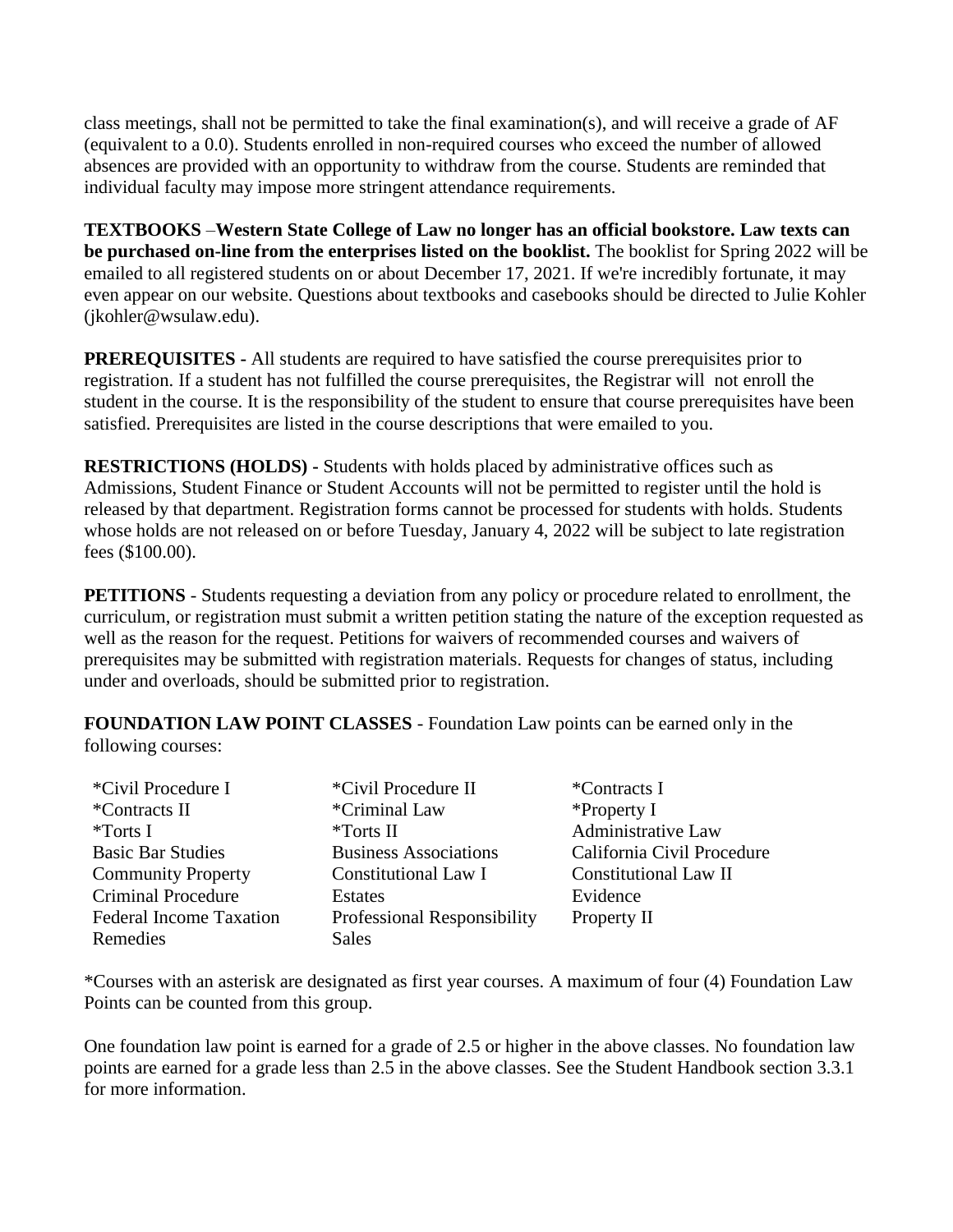class meetings, shall not be permitted to take the final examination(s), and will receive a grade of AF (equivalent to a 0.0). Students enrolled in non-required courses who exceed the number of allowed absences are provided with an opportunity to withdraw from the course. Students are reminded that individual faculty may impose more stringent attendance requirements.

**TEXTBOOKS** –**Western State College of Law no longer has an official bookstore. Law texts can be purchased on-line from the enterprises listed on the booklist.** The booklist for Spring 2022 will be emailed to all registered students on or about December 17, 2021. If we're incredibly fortunate, it may even appear on our website. Questions about textbooks and casebooks should be directed to Julie Kohler (jkohler@wsulaw.edu).

**PREREQUISITES -** All students are required to have satisfied the course prerequisites prior to registration. If a student has not fulfilled the course prerequisites, the Registrar will not enroll the student in the course. It is the responsibility of the student to ensure that course prerequisites have been satisfied. Prerequisites are listed in the course descriptions that were emailed to you.

**RESTRICTIONS (HOLDS) -** Students with holds placed by administrative offices such as Admissions, Student Finance or Student Accounts will not be permitted to register until the hold is released by that department. Registration forms cannot be processed for students with holds. Students whose holds are not released on or before Tuesday, January 4, 2022 will be subject to late registration fees ($100.00).

**PETITIONS** - Students requesting a deviation from any policy or procedure related to enrollment, the curriculum, or registration must submit a written petition stating the nature of the exception requested as well as the reason for the request. Petitions for waivers of recommended courses and waivers of prerequisites may be submitted with registration materials. Requests for changes of status, including under and overloads, should be submitted prior to registration.

**FOUNDATION LAW POINT CLASSES** - Foundation Law points can be earned only in the following courses:

| | | |
|---|---|---|
| *Civil Procedure I | *Civil Procedure II | *Contracts I |
| *Contracts II | *Criminal Law | *Property I |
| *Torts I | *Torts II | Administrative Law |
| Basic Bar Studies | Business Associations | California Civil Procedure |
| Community Property | Constitutional Law I | Constitutional Law II |
| Criminal Procedure | Estates | Evidence |
| Federal Income Taxation | Professional Responsibility | Property II |
| Remedies | Sales | |

*Courses with an asterisk are designated as first year courses. A maximum of four (4) Foundation Law Points can be counted from this group.

One foundation law point is earned for a grade of 2.5 or higher in the above classes. No foundation law points are earned for a grade less than 2.5 in the above classes. See the Student Handbook section 3.3.1 for more information.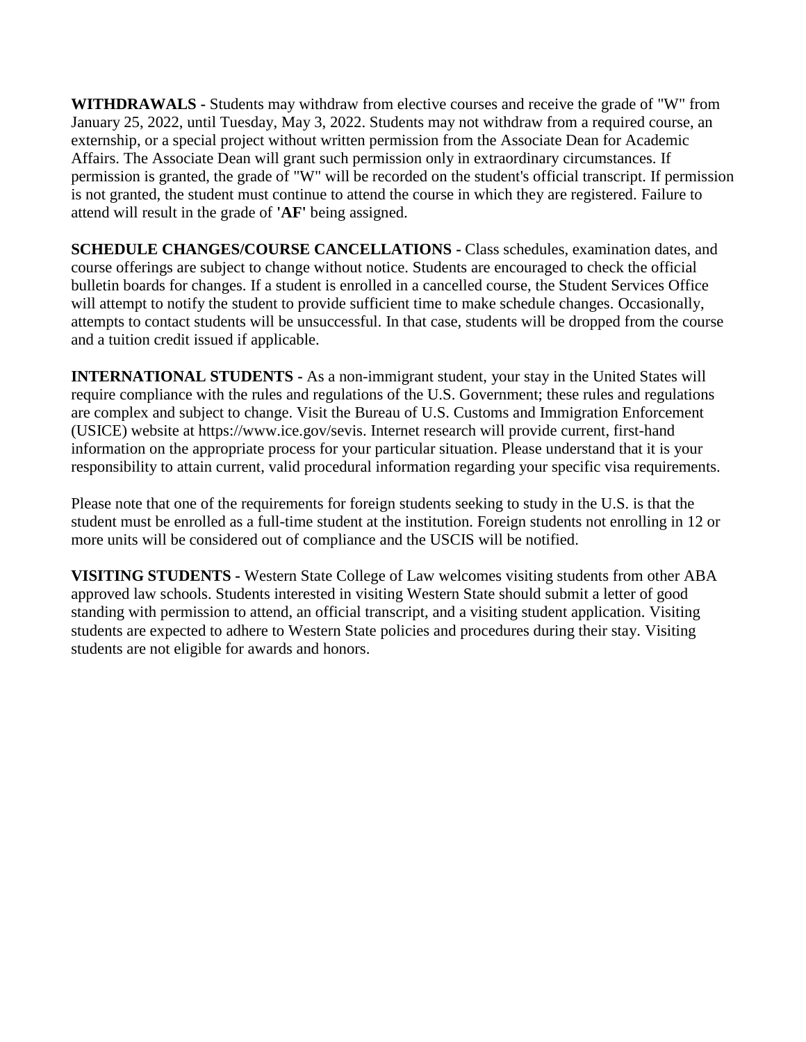**WITHDRAWALS -** Students may withdraw from elective courses and receive the grade of "W" from January 25, 2022, until Tuesday, May 3, 2022. Students may not withdraw from a required course, an externship, or a special project without written permission from the Associate Dean for Academic Affairs. The Associate Dean will grant such permission only in extraordinary circumstances. If permission is granted, the grade of "W" will be recorded on the student's official transcript. If permission is not granted, the student must continue to attend the course in which they are registered. Failure to attend will result in the grade of **'AF'** being assigned.

**SCHEDULE CHANGES/COURSE CANCELLATIONS -** Class schedules, examination dates, and course offerings are subject to change without notice. Students are encouraged to check the official bulletin boards for changes. If a student is enrolled in a cancelled course, the Student Services Office will attempt to notify the student to provide sufficient time to make schedule changes. Occasionally, attempts to contact students will be unsuccessful. In that case, students will be dropped from the course and a tuition credit issued if applicable.

**INTERNATIONAL STUDENTS -** As a non-immigrant student, your stay in the United States will require compliance with the rules and regulations of the U.S. Government; these rules and regulations are complex and subject to change. Visit the Bureau of U.S. Customs and Immigration Enforcement (USICE) website at https://www.ice.gov/sevis. Internet research will provide current, first-hand information on the appropriate process for your particular situation. Please understand that it is your responsibility to attain current, valid procedural information regarding your specific visa requirements.

Please note that one of the requirements for foreign students seeking to study in the U.S. is that the student must be enrolled as a full-time student at the institution. Foreign students not enrolling in 12 or more units will be considered out of compliance and the USCIS will be notified.

**VISITING STUDENTS -** Western State College of Law welcomes visiting students from other ABA approved law schools. Students interested in visiting Western State should submit a letter of good standing with permission to attend, an official transcript, and a visiting student application. Visiting students are expected to adhere to Western State policies and procedures during their stay. Visiting students are not eligible for awards and honors.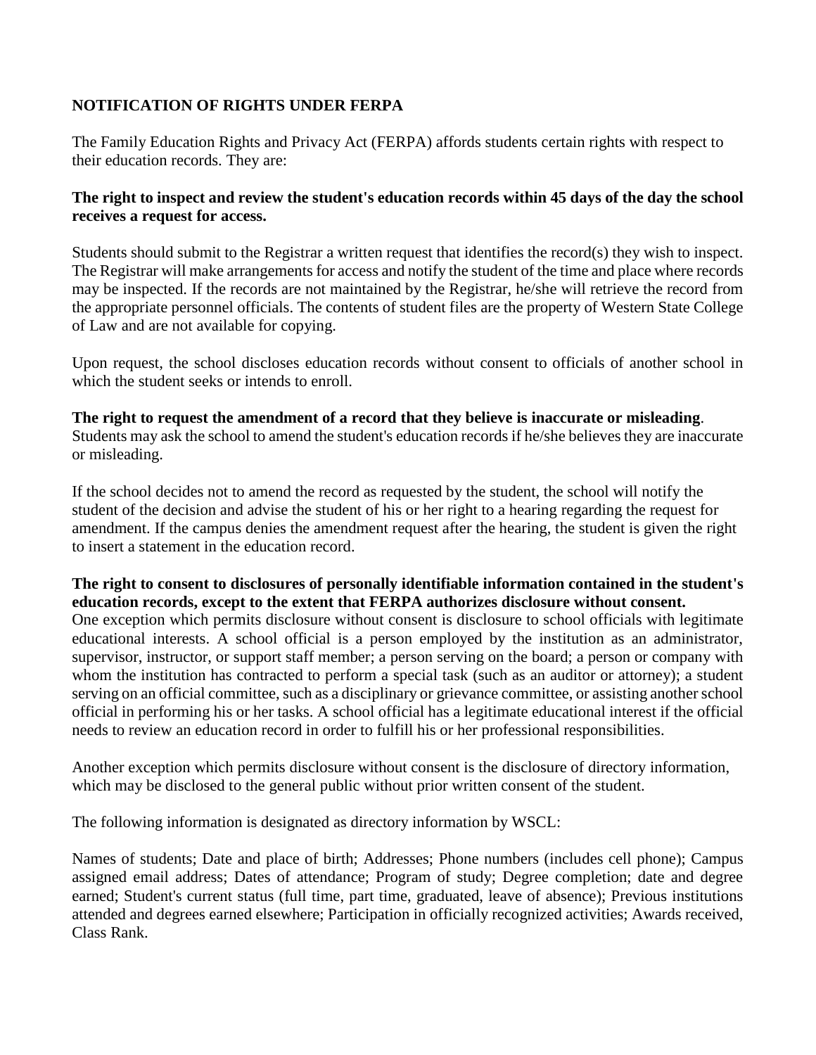## NOTIFICATION OF RIGHTS UNDER FERPA

The Family Education Rights and Privacy Act (FERPA) affords students certain rights with respect to their education records. They are:

**The right to inspect and review the student's education records within 45 days of the day the school receives a request for access.**

Students should submit to the Registrar a written request that identifies the record(s) they wish to inspect. The Registrar will make arrangements for access and notify the student of the time and place where records may be inspected. If the records are not maintained by the Registrar, he/she will retrieve the record from the appropriate personnel officials. The contents of student files are the property of Western State College of Law and are not available for copying.

Upon request, the school discloses education records without consent to officials of another school in which the student seeks or intends to enroll.

**The right to request the amendment of a record that they believe is inaccurate or misleading**.
Students may ask the school to amend the student's education records if he/she believes they are inaccurate or misleading.

If the school decides not to amend the record as requested by the student, the school will notify the student of the decision and advise the student of his or her right to a hearing regarding the request for amendment. If the campus denies the amendment request after the hearing, the student is given the right to insert a statement in the education record.

**The right to consent to disclosures of personally identifiable information contained in the student's education records, except to the extent that FERPA authorizes disclosure without consent.**
One exception which permits disclosure without consent is disclosure to school officials with legitimate educational interests. A school official is a person employed by the institution as an administrator, supervisor, instructor, or support staff member; a person serving on the board; a person or company with whom the institution has contracted to perform a special task (such as an auditor or attorney); a student serving on an official committee, such as a disciplinary or grievance committee, or assisting another school official in performing his or her tasks. A school official has a legitimate educational interest if the official needs to review an education record in order to fulfill his or her professional responsibilities.

Another exception which permits disclosure without consent is the disclosure of directory information, which may be disclosed to the general public without prior written consent of the student.

The following information is designated as directory information by WSCL:

Names of students; Date and place of birth; Addresses; Phone numbers (includes cell phone); Campus assigned email address; Dates of attendance; Program of study; Degree completion; date and degree earned; Student's current status (full time, part time, graduated, leave of absence); Previous institutions attended and degrees earned elsewhere; Participation in officially recognized activities; Awards received, Class Rank.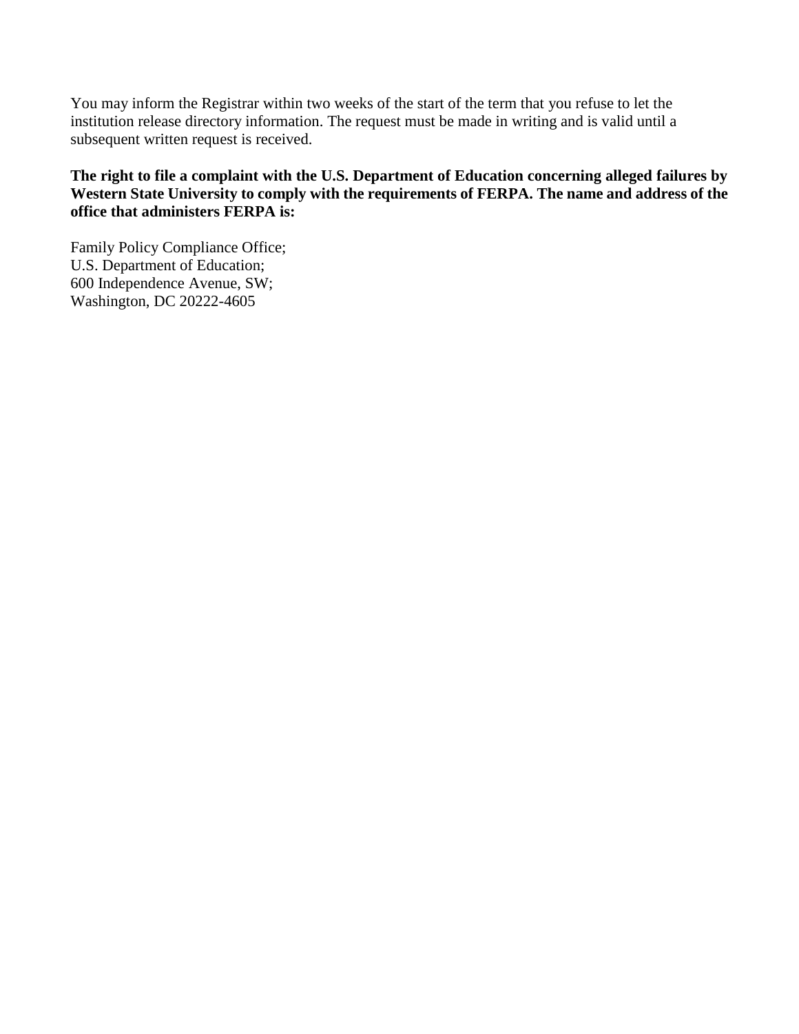You may inform the Registrar within two weeks of the start of the term that you refuse to let the institution release directory information. The request must be made in writing and is valid until a subsequent written request is received.

**The right to file a complaint with the U.S. Department of Education concerning alleged failures by Western State University to comply with the requirements of FERPA. The name and address of the office that administers FERPA is:**

Family Policy Compliance Office;  
U.S. Department of Education;  
600 Independence Avenue, SW;  
Washington, DC 20222-4605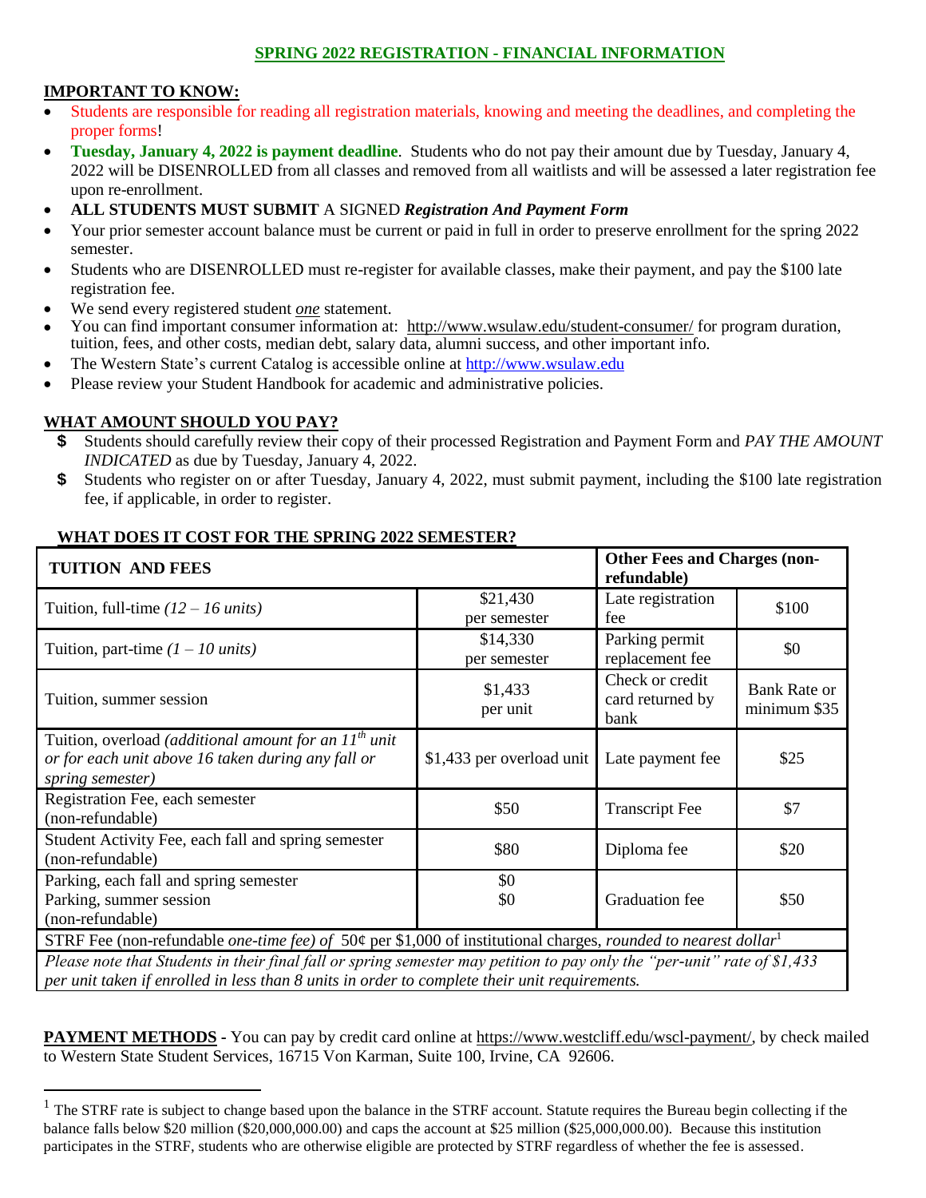# SPRING 2022 REGISTRATION - FINANCIAL INFORMATION

**IMPORTANT TO KNOW:**

- Students are responsible for reading all registration materials, knowing and meeting the deadlines, and completing the proper forms!
- **Tuesday, January 4, 2022 is payment deadline**. Students who do not pay their amount due by Tuesday, January 4, 2022 will be DISENROLLED from all classes and removed from all waitlists and will be assessed a later registration fee upon re-enrollment.
- **ALL STUDENTS MUST SUBMIT** A SIGNED ***Registration And Payment Form***
- Your prior semester account balance must be current or paid in full in order to preserve enrollment for the spring 2022 semester.
- Students who are DISENROLLED must re-register for available classes, make their payment, and pay the $100 late registration fee.
- We send every registered student ***one*** statement.
- You can find important consumer information at: http://www.wsulaw.edu/student-consumer/ for program duration, tuition, fees, and other costs, median debt, salary data, alumni success, and other important info.
- The Western State's current Catalog is accessible online at http://www.wsulaw.edu
- Please review your Student Handbook for academic and administrative policies.

**WHAT AMOUNT SHOULD YOU PAY?**

- **$** Students should carefully review their copy of their processed Registration and Payment Form and *PAY THE AMOUNT INDICATED* as due by Tuesday, January 4, 2022.
- **$** Students who register on or after Tuesday, January 4, 2022, must submit payment, including the $100 late registration fee, if applicable, in order to register.

**WHAT DOES IT COST FOR THE SPRING 2022 SEMESTER?**

| **TUITION AND FEES** | | **Other Fees and Charges (non-refundable)** | |
|---|---|---|---|
| Tuition, full-time *(12 – 16 units)* | $21,430 per semester | Late registration fee | $100 |
| Tuition, part-time *(1 – 10 units)* | $14,330 per semester | Parking permit replacement fee | $0 |
| Tuition, summer session | $1,433 per unit | Check or credit card returned by bank | Bank Rate or minimum $35 |
| Tuition, overload *(additional amount for an 11th unit or for each unit above 16 taken during any fall or spring semester)* | $1,433 per overload unit | Late payment fee | $25 |
| Registration Fee, each semester (non-refundable) | $50 | Transcript Fee | $7 |
| Student Activity Fee, each fall and spring semester (non-refundable) | $80 | Diploma fee | $20 |
| Parking, each fall and spring semester<br>Parking, summer session<br>(non-refundable) | $0<br>$0 | Graduation fee | $50 |
| STRF Fee (non-refundable *one-time fee)* of 50¢ per $1,000 of institutional charges, *rounded to nearest dollar*[1] | | | |
| *Please note that Students in their final fall or spring semester may petition to pay only the "per-unit" rate of $1,433 per unit taken if enrolled in less than 8 units in order to complete their unit requirements.* | | | |

**PAYMENT METHODS** - You can pay by credit card online at https://www.westcliff.edu/wscl-payment/, by check mailed to Western State Student Services, 16715 Von Karman, Suite 100, Irvine, CA 92606.

---

[1] The STRF rate is subject to change based upon the balance in the STRF account. Statute requires the Bureau begin collecting if the balance falls below $20 million ($20,000,000.00) and caps the account at $25 million ($25,000,000.00). Because this institution participates in the STRF, students who are otherwise eligible are protected by STRF regardless of whether the fee is assessed.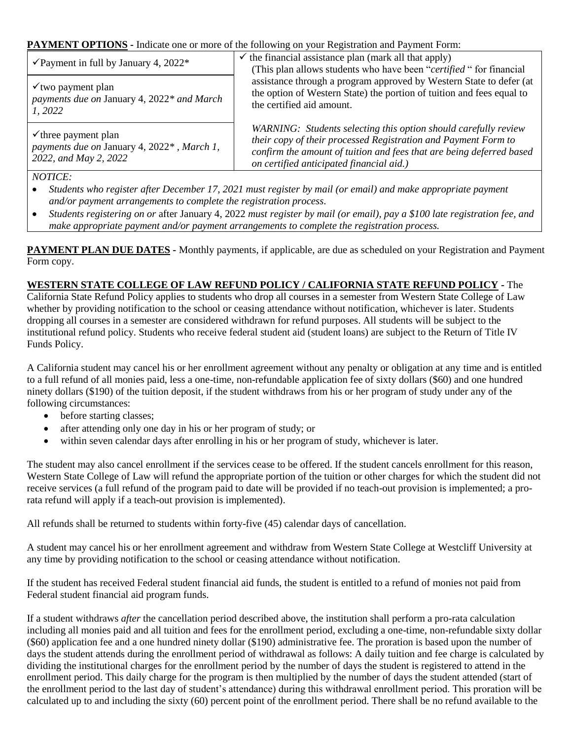**PAYMENT OPTIONS -** Indicate one or more of the following on your Registration and Payment Form:

| | |
|---|---|
| ✓Payment in full by January 4, 2022* | ✓ the financial assistance plan (mark all that apply) (This plan allows students who have been "*certified* " for financial assistance through a program approved by Western State to defer (at the option of Western State) the portion of tuition and fees equal to the certified aid amount. *WARNING: Students selecting this option should carefully review their copy of their processed Registration and Payment Form to confirm the amount of tuition and fees that are being deferred based on certified anticipated financial aid.)* |
| ✓two payment plan *payments due on* January 4, 2022* *and March 1, 2022* | |
| ✓three payment plan *payments due on* January 4, 2022* , *March 1, 2022, and May 2, 2022* | |

*NOTICE:*

- *Students who register after December 17, 2021 must register by mail (or email) and make appropriate payment and/or payment arrangements to complete the registration process.*
- *Students registering on or* after January 4, 2022 *must register by mail (or email), pay a $100 late registration fee, and make appropriate payment and/or payment arrangements to complete the registration process.*

**PAYMENT PLAN DUE DATES -** Monthly payments, if applicable, are due as scheduled on your Registration and Payment Form copy.

**WESTERN STATE COLLEGE OF LAW REFUND POLICY / CALIFORNIA STATE REFUND POLICY -** The California State Refund Policy applies to students who drop all courses in a semester from Western State College of Law whether by providing notification to the school or ceasing attendance without notification, whichever is later. Students dropping all courses in a semester are considered withdrawn for refund purposes. All students will be subject to the institutional refund policy. Students who receive federal student aid (student loans) are subject to the Return of Title IV Funds Policy.

A California student may cancel his or her enrollment agreement without any penalty or obligation at any time and is entitled to a full refund of all monies paid, less a one-time, non-refundable application fee of sixty dollars ($60) and one hundred ninety dollars ($190) of the tuition deposit, if the student withdraws from his or her program of study under any of the following circumstances:

- before starting classes;
- after attending only one day in his or her program of study; or
- within seven calendar days after enrolling in his or her program of study, whichever is later.

The student may also cancel enrollment if the services cease to be offered. If the student cancels enrollment for this reason, Western State College of Law will refund the appropriate portion of the tuition or other charges for which the student did not receive services (a full refund of the program paid to date will be provided if no teach-out provision is implemented; a pro-rata refund will apply if a teach-out provision is implemented).

All refunds shall be returned to students within forty-five (45) calendar days of cancellation.

A student may cancel his or her enrollment agreement and withdraw from Western State College at Westcliff University at any time by providing notification to the school or ceasing attendance without notification.

If the student has received Federal student financial aid funds, the student is entitled to a refund of monies not paid from Federal student financial aid program funds.

If a student withdraws *after* the cancellation period described above, the institution shall perform a pro-rata calculation including all monies paid and all tuition and fees for the enrollment period, excluding a one-time, non-refundable sixty dollar ($60) application fee and a one hundred ninety dollar ($190) administrative fee. The proration is based upon the number of days the student attends during the enrollment period of withdrawal as follows: A daily tuition and fee charge is calculated by dividing the institutional charges for the enrollment period by the number of days the student is registered to attend in the enrollment period. This daily charge for the program is then multiplied by the number of days the student attended (start of the enrollment period to the last day of student's attendance) during this withdrawal enrollment period. This proration will be calculated up to and including the sixty (60) percent point of the enrollment period. There shall be no refund available to the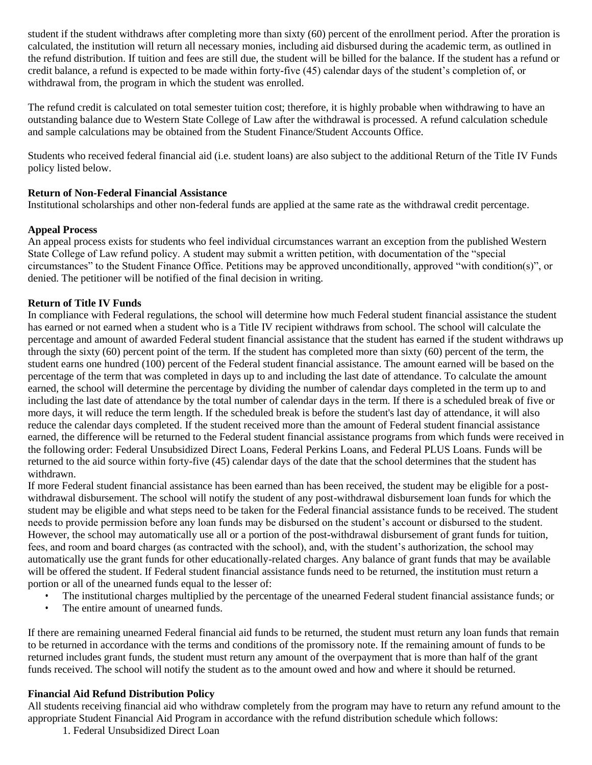student if the student withdraws after completing more than sixty (60) percent of the enrollment period. After the proration is calculated, the institution will return all necessary monies, including aid disbursed during the academic term, as outlined in the refund distribution. If tuition and fees are still due, the student will be billed for the balance. If the student has a refund or credit balance, a refund is expected to be made within forty-five (45) calendar days of the student's completion of, or withdrawal from, the program in which the student was enrolled.

The refund credit is calculated on total semester tuition cost; therefore, it is highly probable when withdrawing to have an outstanding balance due to Western State College of Law after the withdrawal is processed. A refund calculation schedule and sample calculations may be obtained from the Student Finance/Student Accounts Office.

Students who received federal financial aid (i.e. student loans) are also subject to the additional Return of the Title IV Funds policy listed below.

**Return of Non-Federal Financial Assistance**
Institutional scholarships and other non-federal funds are applied at the same rate as the withdrawal credit percentage.

**Appeal Process**
An appeal process exists for students who feel individual circumstances warrant an exception from the published Western State College of Law refund policy. A student may submit a written petition, with documentation of the "special circumstances" to the Student Finance Office. Petitions may be approved unconditionally, approved "with condition(s)", or denied. The petitioner will be notified of the final decision in writing.

**Return of Title IV Funds**
In compliance with Federal regulations, the school will determine how much Federal student financial assistance the student has earned or not earned when a student who is a Title IV recipient withdraws from school. The school will calculate the percentage and amount of awarded Federal student financial assistance that the student has earned if the student withdraws up through the sixty (60) percent point of the term. If the student has completed more than sixty (60) percent of the term, the student earns one hundred (100) percent of the Federal student financial assistance. The amount earned will be based on the percentage of the term that was completed in days up to and including the last date of attendance. To calculate the amount earned, the school will determine the percentage by dividing the number of calendar days completed in the term up to and including the last date of attendance by the total number of calendar days in the term. If there is a scheduled break of five or more days, it will reduce the term length. If the scheduled break is before the student's last day of attendance, it will also reduce the calendar days completed. If the student received more than the amount of Federal student financial assistance earned, the difference will be returned to the Federal student financial assistance programs from which funds were received in the following order: Federal Unsubsidized Direct Loans, Federal Perkins Loans, and Federal PLUS Loans. Funds will be returned to the aid source within forty-five (45) calendar days of the date that the school determines that the student has withdrawn.
If more Federal student financial assistance has been earned than has been received, the student may be eligible for a post-withdrawal disbursement. The school will notify the student of any post-withdrawal disbursement loan funds for which the student may be eligible and what steps need to be taken for the Federal financial assistance funds to be received. The student needs to provide permission before any loan funds may be disbursed on the student's account or disbursed to the student. However, the school may automatically use all or a portion of the post-withdrawal disbursement of grant funds for tuition, fees, and room and board charges (as contracted with the school), and, with the student's authorization, the school may automatically use the grant funds for other educationally-related charges. Any balance of grant funds that may be available will be offered the student. If Federal student financial assistance funds need to be returned, the institution must return a portion or all of the unearned funds equal to the lesser of:

- The institutional charges multiplied by the percentage of the unearned Federal student financial assistance funds; or
- The entire amount of unearned funds.

If there are remaining unearned Federal financial aid funds to be returned, the student must return any loan funds that remain to be returned in accordance with the terms and conditions of the promissory note. If the remaining amount of funds to be returned includes grant funds, the student must return any amount of the overpayment that is more than half of the grant funds received. The school will notify the student as to the amount owed and how and where it should be returned.

**Financial Aid Refund Distribution Policy**
All students receiving financial aid who withdraw completely from the program may have to return any refund amount to the appropriate Student Financial Aid Program in accordance with the refund distribution schedule which follows:

1. Federal Unsubsidized Direct Loan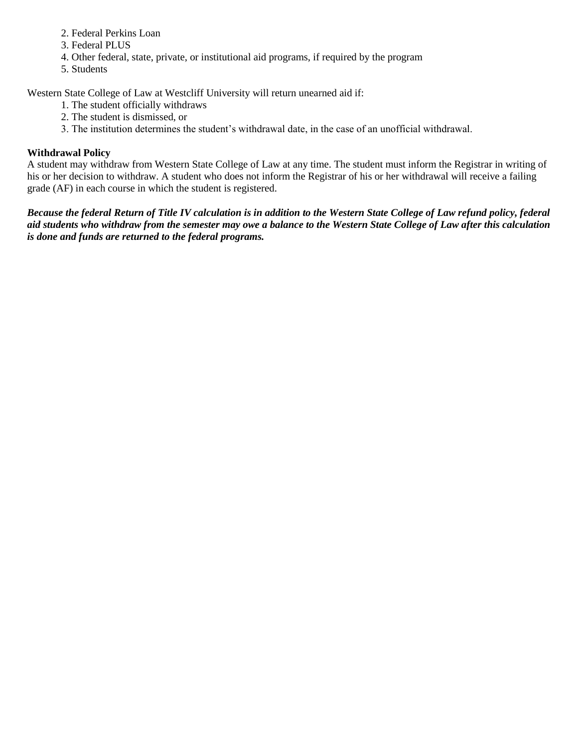2. Federal Perkins Loan
3. Federal PLUS
4. Other federal, state, private, or institutional aid programs, if required by the program
5. Students

Western State College of Law at Westcliff University will return unearned aid if:

1. The student officially withdraws
2. The student is dismissed, or
3. The institution determines the student's withdrawal date, in the case of an unofficial withdrawal.

**Withdrawal Policy**

A student may withdraw from Western State College of Law at any time. The student must inform the Registrar in writing of his or her decision to withdraw. A student who does not inform the Registrar of his or her withdrawal will receive a failing grade (AF) in each course in which the student is registered.

***Because the federal Return of Title IV calculation is in addition to the Western State College of Law refund policy, federal aid students who withdraw from the semester may owe a balance to the Western State College of Law after this calculation is done and funds are returned to the federal programs.***